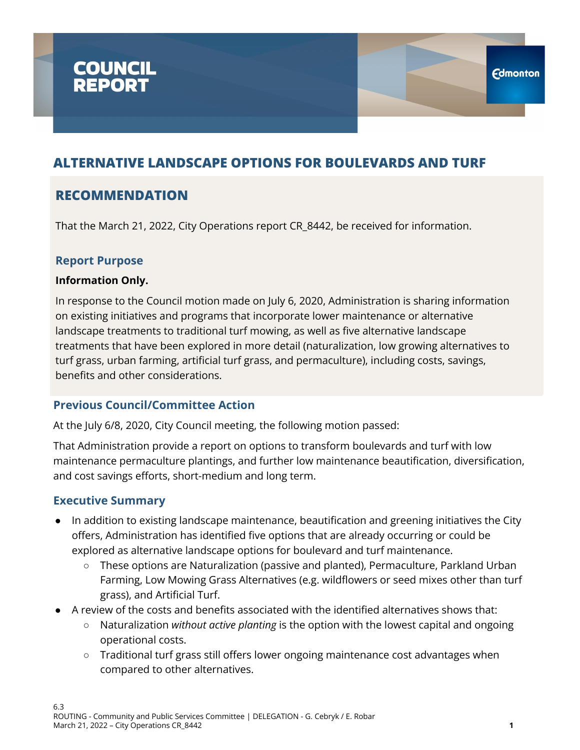# COUNCIL REPORT

## ALTERNATIVE LANDSCAPE OPTIONS FOR BOULEVARDS AND TURF

## RECOMMENDATION

That the March 21, 2022, City Operations report CR_8442, be received for information.

### Report Purpose

**Information Only.**

In response to the Council motion made on July 6, 2020, Administration is sharing information on existing initiatives and programs that incorporate lower maintenance or alternative landscape treatments to traditional turf mowing, as well as five alternative landscape treatments that have been explored in more detail (naturalization, low growing alternatives to turf grass, urban farming, artificial turf grass, and permaculture), including costs, savings, benefits and other considerations.

### Previous Council/Committee Action

At the July 6/8, 2020, City Council meeting, the following motion passed:

That Administration provide a report on options to transform boulevards and turf with low maintenance permaculture plantings, and further low maintenance beautification, diversification, and cost savings efforts, short-medium and long term.

### Executive Summary

- In addition to existing landscape maintenance, beautification and greening initiatives the City offers, Administration has identified five options that are already occurring or could be explored as alternative landscape options for boulevard and turf maintenance.
  - These options are Naturalization (passive and planted), Permaculture, Parkland Urban Farming, Low Mowing Grass Alternatives (e.g. wildflowers or seed mixes other than turf grass), and Artificial Turf.
- A review of the costs and benefits associated with the identified alternatives shows that:
  - Naturalization *without active planting* is the option with the lowest capital and ongoing operational costs.
  - Traditional turf grass still offers lower ongoing maintenance cost advantages when compared to other alternatives.

6.3
ROUTING - Community and Public Services Committee | DELEGATION - G. Cebryk / E. Robar
March 21, 2022 – City Operations CR_8442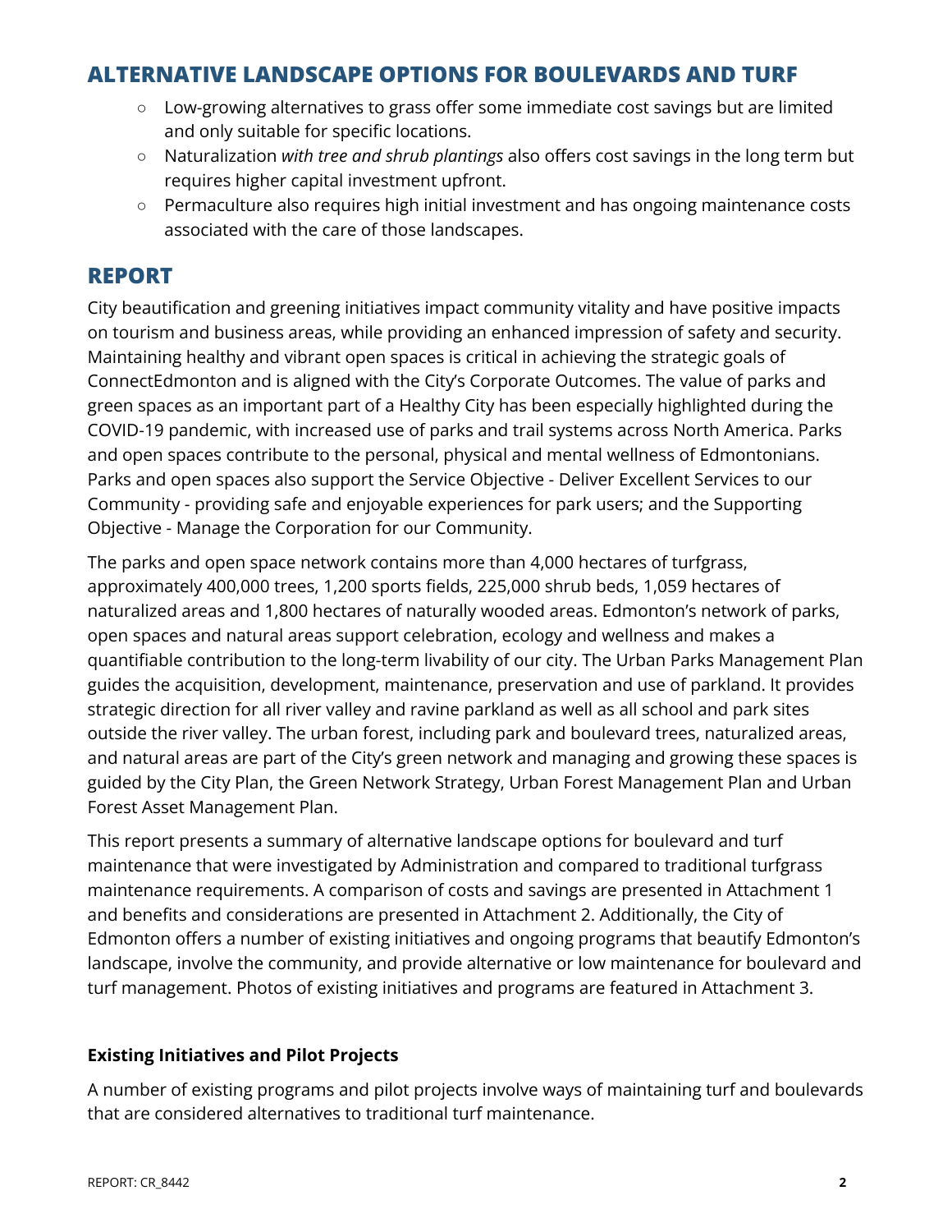## ALTERNATIVE LANDSCAPE OPTIONS FOR BOULEVARDS AND TURF

- Low-growing alternatives to grass offer some immediate cost savings but are limited and only suitable for specific locations.
- Naturalization *with tree and shrub plantings* also offers cost savings in the long term but requires higher capital investment upfront.
- Permaculture also requires high initial investment and has ongoing maintenance costs associated with the care of those landscapes.

## REPORT

City beautification and greening initiatives impact community vitality and have positive impacts on tourism and business areas, while providing an enhanced impression of safety and security. Maintaining healthy and vibrant open spaces is critical in achieving the strategic goals of ConnectEdmonton and is aligned with the City's Corporate Outcomes. The value of parks and green spaces as an important part of a Healthy City has been especially highlighted during the COVID-19 pandemic, with increased use of parks and trail systems across North America. Parks and open spaces contribute to the personal, physical and mental wellness of Edmontonians. Parks and open spaces also support the Service Objective - Deliver Excellent Services to our Community - providing safe and enjoyable experiences for park users; and the Supporting Objective - Manage the Corporation for our Community.

The parks and open space network contains more than 4,000 hectares of turfgrass, approximately 400,000 trees, 1,200 sports fields, 225,000 shrub beds, 1,059 hectares of naturalized areas and 1,800 hectares of naturally wooded areas. Edmonton's network of parks, open spaces and natural areas support celebration, ecology and wellness and makes a quantifiable contribution to the long-term livability of our city. The Urban Parks Management Plan guides the acquisition, development, maintenance, preservation and use of parkland. It provides strategic direction for all river valley and ravine parkland as well as all school and park sites outside the river valley. The urban forest, including park and boulevard trees, naturalized areas, and natural areas are part of the City's green network and managing and growing these spaces is guided by the City Plan, the Green Network Strategy, Urban Forest Management Plan and Urban Forest Asset Management Plan.

This report presents a summary of alternative landscape options for boulevard and turf maintenance that were investigated by Administration and compared to traditional turfgrass maintenance requirements. A comparison of costs and savings are presented in Attachment 1 and benefits and considerations are presented in Attachment 2. Additionally, the City of Edmonton offers a number of existing initiatives and ongoing programs that beautify Edmonton's landscape, involve the community, and provide alternative or low maintenance for boulevard and turf management. Photos of existing initiatives and programs are featured in Attachment 3.

**Existing Initiatives and Pilot Projects**

A number of existing programs and pilot projects involve ways of maintaining turf and boulevards that are considered alternatives to traditional turf maintenance.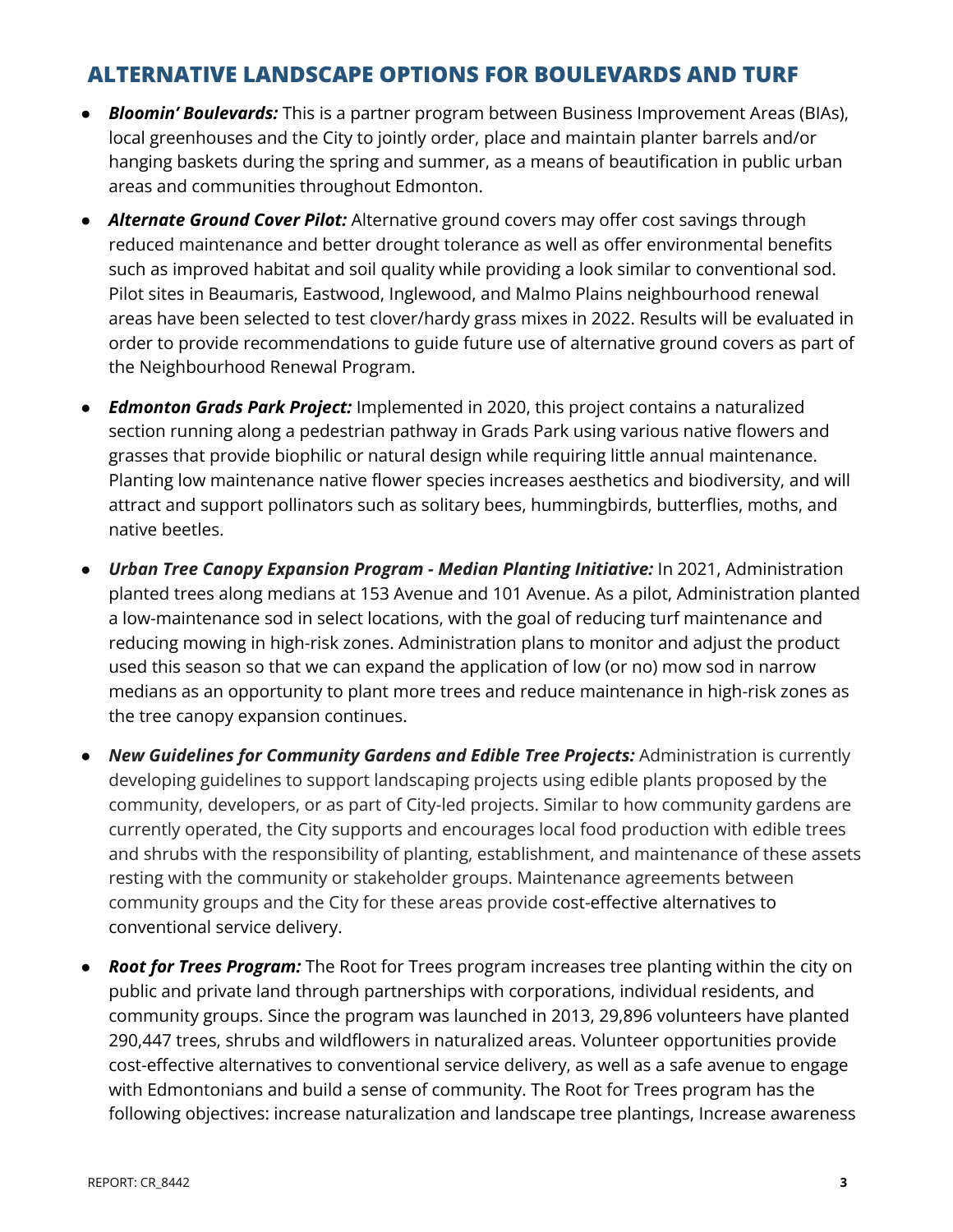## ALTERNATIVE LANDSCAPE OPTIONS FOR BOULEVARDS AND TURF

- ***Bloomin' Boulevards:*** This is a partner program between Business Improvement Areas (BIAs), local greenhouses and the City to jointly order, place and maintain planter barrels and/or hanging baskets during the spring and summer, as a means of beautification in public urban areas and communities throughout Edmonton.
- ***Alternate Ground Cover Pilot:*** Alternative ground covers may offer cost savings through reduced maintenance and better drought tolerance as well as offer environmental benefits such as improved habitat and soil quality while providing a look similar to conventional sod. Pilot sites in Beaumaris, Eastwood, Inglewood, and Malmo Plains neighbourhood renewal areas have been selected to test clover/hardy grass mixes in 2022. Results will be evaluated in order to provide recommendations to guide future use of alternative ground covers as part of the Neighbourhood Renewal Program.
- ***Edmonton Grads Park Project:*** Implemented in 2020, this project contains a naturalized section running along a pedestrian pathway in Grads Park using various native flowers and grasses that provide biophilic or natural design while requiring little annual maintenance. Planting low maintenance native flower species increases aesthetics and biodiversity, and will attract and support pollinators such as solitary bees, hummingbirds, butterflies, moths, and native beetles.
- ***Urban Tree Canopy Expansion Program - Median Planting Initiative:*** In 2021, Administration planted trees along medians at 153 Avenue and 101 Avenue. As a pilot, Administration planted a low-maintenance sod in select locations, with the goal of reducing turf maintenance and reducing mowing in high-risk zones. Administration plans to monitor and adjust the product used this season so that we can expand the application of low (or no) mow sod in narrow medians as an opportunity to plant more trees and reduce maintenance in high-risk zones as the tree canopy expansion continues.
- ***New Guidelines for Community Gardens and Edible Tree Projects:*** Administration is currently developing guidelines to support landscaping projects using edible plants proposed by the community, developers, or as part of City-led projects. Similar to how community gardens are currently operated, the City supports and encourages local food production with edible trees and shrubs with the responsibility of planting, establishment, and maintenance of these assets resting with the community or stakeholder groups. Maintenance agreements between community groups and the City for these areas provide cost-effective alternatives to conventional service delivery.
- ***Root for Trees Program:*** The Root for Trees program increases tree planting within the city on public and private land through partnerships with corporations, individual residents, and community groups. Since the program was launched in 2013, 29,896 volunteers have planted 290,447 trees, shrubs and wildflowers in naturalized areas. Volunteer opportunities provide cost-effective alternatives to conventional service delivery, as well as a safe avenue to engage with Edmontonians and build a sense of community. The Root for Trees program has the following objectives: increase naturalization and landscape tree plantings, Increase awareness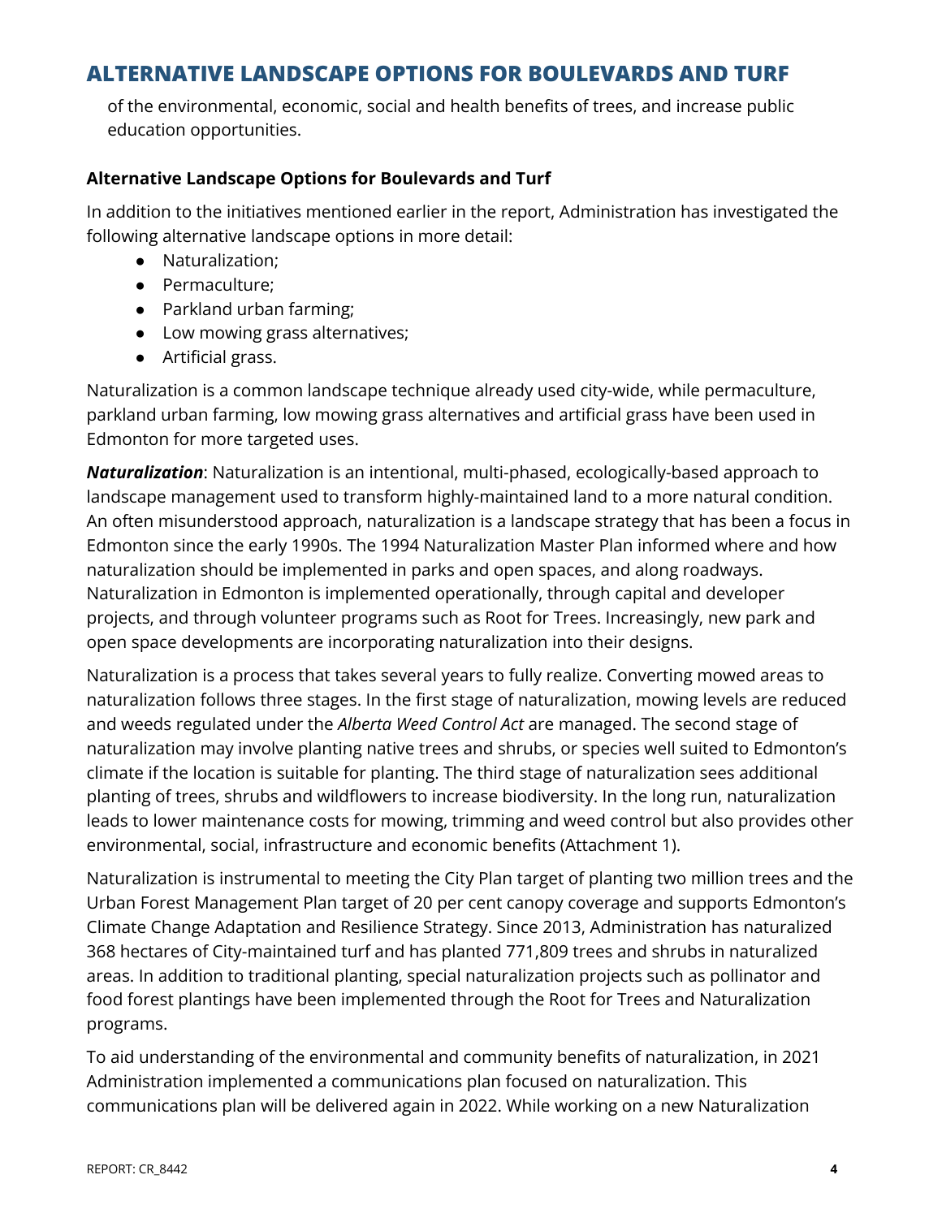of the environmental, economic, social and health benefits of trees, and increase public education opportunities.

**Alternative Landscape Options for Boulevards and Turf**

In addition to the initiatives mentioned earlier in the report, Administration has investigated the following alternative landscape options in more detail:

- Naturalization;
- Permaculture;
- Parkland urban farming;
- Low mowing grass alternatives;
- Artificial grass.

Naturalization is a common landscape technique already used city-wide, while permaculture, parkland urban farming, low mowing grass alternatives and artificial grass have been used in Edmonton for more targeted uses.

***Naturalization***: Naturalization is an intentional, multi-phased, ecologically-based approach to landscape management used to transform highly-maintained land to a more natural condition. An often misunderstood approach, naturalization is a landscape strategy that has been a focus in Edmonton since the early 1990s. The 1994 Naturalization Master Plan informed where and how naturalization should be implemented in parks and open spaces, and along roadways. Naturalization in Edmonton is implemented operationally, through capital and developer projects, and through volunteer programs such as Root for Trees. Increasingly, new park and open space developments are incorporating naturalization into their designs.

Naturalization is a process that takes several years to fully realize. Converting mowed areas to naturalization follows three stages. In the first stage of naturalization, mowing levels are reduced and weeds regulated under the *Alberta Weed Control Act* are managed. The second stage of naturalization may involve planting native trees and shrubs, or species well suited to Edmonton's climate if the location is suitable for planting. The third stage of naturalization sees additional planting of trees, shrubs and wildflowers to increase biodiversity. In the long run, naturalization leads to lower maintenance costs for mowing, trimming and weed control but also provides other environmental, social, infrastructure and economic benefits (Attachment 1).

Naturalization is instrumental to meeting the City Plan target of planting two million trees and the Urban Forest Management Plan target of 20 per cent canopy coverage and supports Edmonton's Climate Change Adaptation and Resilience Strategy. Since 2013, Administration has naturalized 368 hectares of City-maintained turf and has planted 771,809 trees and shrubs in naturalized areas. In addition to traditional planting, special naturalization projects such as pollinator and food forest plantings have been implemented through the Root for Trees and Naturalization programs.

To aid understanding of the environmental and community benefits of naturalization, in 2021 Administration implemented a communications plan focused on naturalization. This communications plan will be delivered again in 2022. While working on a new Naturalization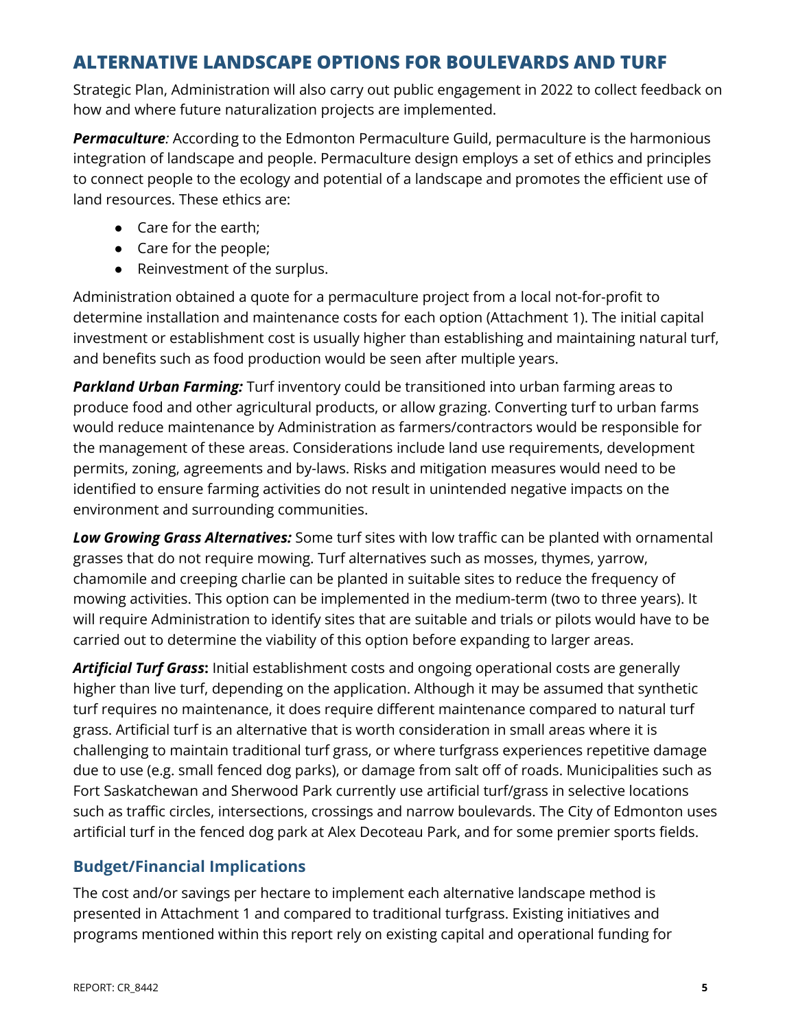## ALTERNATIVE LANDSCAPE OPTIONS FOR BOULEVARDS AND TURF

Strategic Plan, Administration will also carry out public engagement in 2022 to collect feedback on how and where future naturalization projects are implemented.

***Permaculture**:* According to the Edmonton Permaculture Guild, permaculture is the harmonious integration of landscape and people. Permaculture design employs a set of ethics and principles to connect people to the ecology and potential of a landscape and promotes the efficient use of land resources. These ethics are:

- Care for the earth;
- Care for the people;
- Reinvestment of the surplus.

Administration obtained a quote for a permaculture project from a local not-for-profit to determine installation and maintenance costs for each option (Attachment 1). The initial capital investment or establishment cost is usually higher than establishing and maintaining natural turf, and benefits such as food production would be seen after multiple years.

***Parkland Urban Farming:*** Turf inventory could be transitioned into urban farming areas to produce food and other agricultural products, or allow grazing. Converting turf to urban farms would reduce maintenance by Administration as farmers/contractors would be responsible for the management of these areas. Considerations include land use requirements, development permits, zoning, agreements and by-laws. Risks and mitigation measures would need to be identified to ensure farming activities do not result in unintended negative impacts on the environment and surrounding communities.

***Low Growing Grass Alternatives:*** Some turf sites with low traffic can be planted with ornamental grasses that do not require mowing. Turf alternatives such as mosses, thymes, yarrow, chamomile and creeping charlie can be planted in suitable sites to reduce the frequency of mowing activities. This option can be implemented in the medium-term (two to three years). It will require Administration to identify sites that are suitable and trials or pilots would have to be carried out to determine the viability of this option before expanding to larger areas.

***Artificial Turf Grass*:** Initial establishment costs and ongoing operational costs are generally higher than live turf, depending on the application. Although it may be assumed that synthetic turf requires no maintenance, it does require different maintenance compared to natural turf grass. Artificial turf is an alternative that is worth consideration in small areas where it is challenging to maintain traditional turf grass, or where turfgrass experiences repetitive damage due to use (e.g. small fenced dog parks), or damage from salt off of roads. Municipalities such as Fort Saskatchewan and Sherwood Park currently use artificial turf/grass in selective locations such as traffic circles, intersections, crossings and narrow boulevards. The City of Edmonton uses artificial turf in the fenced dog park at Alex Decoteau Park, and for some premier sports fields.

### Budget/Financial Implications

The cost and/or savings per hectare to implement each alternative landscape method is presented in Attachment 1 and compared to traditional turfgrass. Existing initiatives and programs mentioned within this report rely on existing capital and operational funding for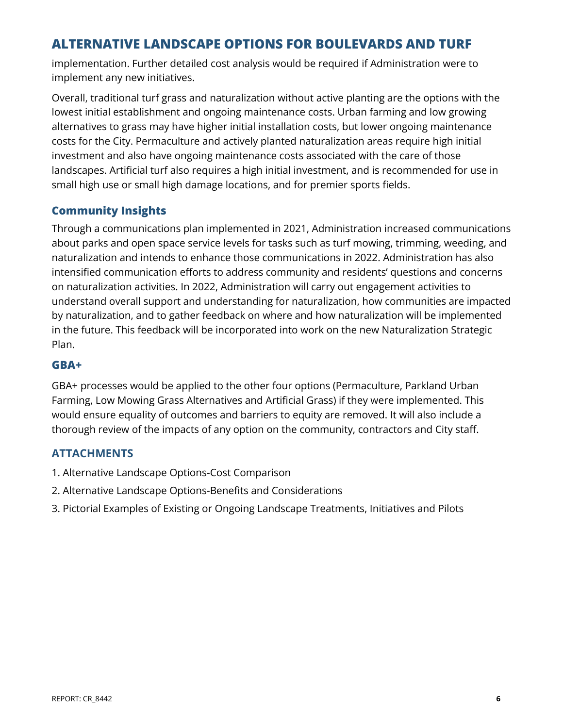implementation. Further detailed cost analysis would be required if Administration were to implement any new initiatives.

Overall, traditional turf grass and naturalization without active planting are the options with the lowest initial establishment and ongoing maintenance costs. Urban farming and low growing alternatives to grass may have higher initial installation costs, but lower ongoing maintenance costs for the City. Permaculture and actively planted naturalization areas require high initial investment and also have ongoing maintenance costs associated with the care of those landscapes. Artificial turf also requires a high initial investment, and is recommended for use in small high use or small high damage locations, and for premier sports fields.

## Community Insights

Through a communications plan implemented in 2021, Administration increased communications about parks and open space service levels for tasks such as turf mowing, trimming, weeding, and naturalization and intends to enhance those communications in 2022. Administration has also intensified communication efforts to address community and residents' questions and concerns on naturalization activities. In 2022, Administration will carry out engagement activities to understand overall support and understanding for naturalization, how communities are impacted by naturalization, and to gather feedback on where and how naturalization will be implemented in the future. This feedback will be incorporated into work on the new Naturalization Strategic Plan.

## GBA+

GBA+ processes would be applied to the other four options (Permaculture, Parkland Urban Farming, Low Mowing Grass Alternatives and Artificial Grass) if they were implemented. This would ensure equality of outcomes and barriers to equity are removed. It will also include a thorough review of the impacts of any option on the community, contractors and City staff.

## ATTACHMENTS

1. Alternative Landscape Options-Cost Comparison
2. Alternative Landscape Options-Benefits and Considerations
3. Pictorial Examples of Existing or Ongoing Landscape Treatments, Initiatives and Pilots